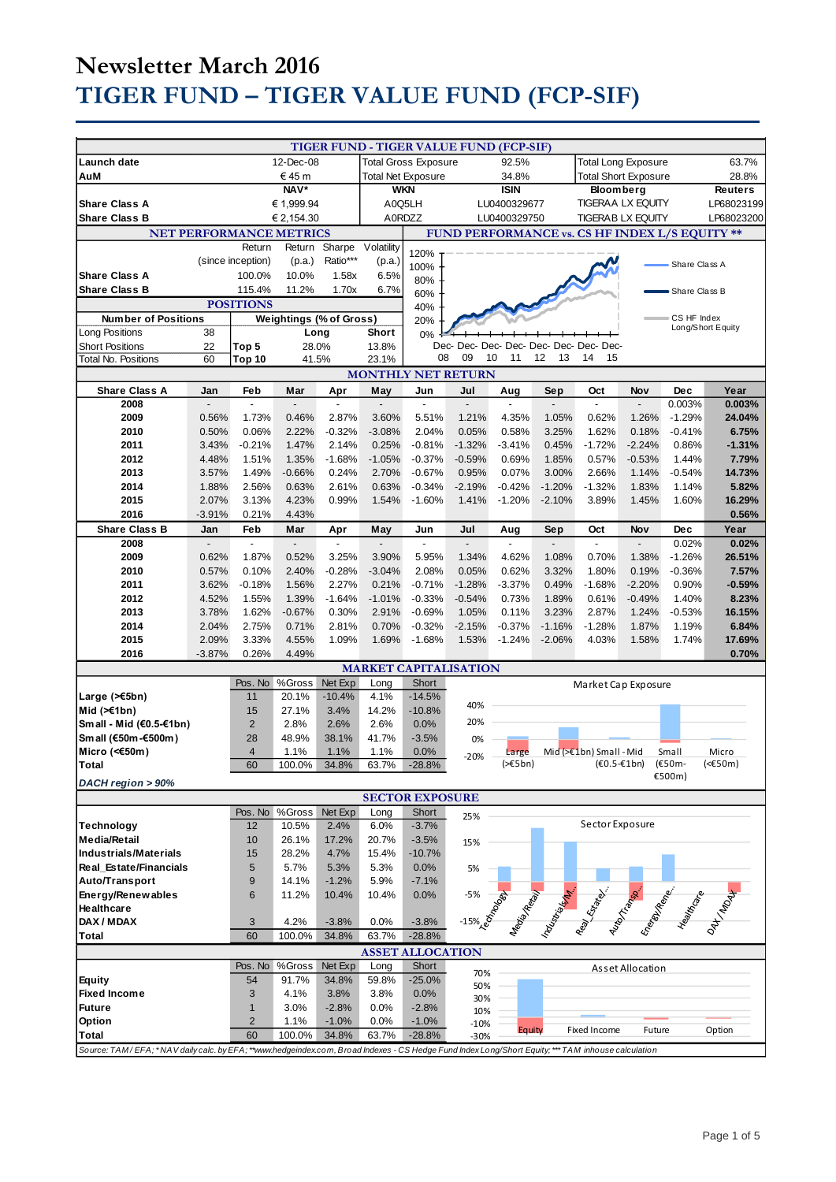# Newsletter March 2016

# TIGER FUND – TIGER VALUE FUND (FCP-SIF)

## TIGER FUND - TIGER VALUE FUND (FCP-SIF)

| | | | | | | |
|---|---|---|---|---|---|---|
| **Launch date** | 12-Dec-08 | Total Gross Exposure | 92.5% | Total Long Exposure | 63.7% |
| **AuM** | € 45 m | Total Net Exposure | 34.8% | Total Short Exposure | 28.8% |
| | **NAV*** | **WKN** | **ISIN** | **Bloomberg** | **Reuters** |
| **Share Class A** | € 1,999.94 | A0Q5LH | LU0400329677 | TIGERAA LX EQUITY | LP68023199 |
| **Share Class B** | € 2,154.30 | A0RDZZ | LU0400329750 | TIGERAB LX EQUITY | LP68023200 |

## NET PERFORMANCE METRICS

| | Return (since inception) | Return (p.a.) | Sharpe Ratio*** | Volatility (p.a.) |
|---|---|---|---|---|
| **Share Class A** | 100.0% | 10.0% | 1.58x | 6.5% |
| **Share Class B** | 115.4% | 11.2% | 1.70x | 6.7% |

## POSITIONS

| Number of Positions | | Weightings (% of Gross) | Long | Short |
|---|---|---|---|---|
| Long Positions | 38 | Top 5 | 28.0% | 13.8% |
| Short Positions | 22 | Top 10 | 41.5% | 23.1% |
| Total No. Positions | 60 | | | |

## FUND PERFORMANCE vs. CS HF INDEX L/S EQUITY **

Chart legend: Share Class A; Share Class B; CS HF Index Long/Short Equity. Y-axis: 0% to 120%. X-axis: Dec-08 to Dec-15.

## MONTHLY NET RETURN

| Share Class A | Jan | Feb | Mar | Apr | May | Jun | Jul | Aug | Sep | Oct | Nov | Dec | Year |
|---|---|---|---|---|---|---|---|---|---|---|---|---|---|
| **2008** | - | - | - | - | - | - | - | - | - | - | - | 0.003% | **0.003%** |
| **2009** | 0.56% | 1.73% | 0.46% | 2.87% | 3.60% | 5.51% | 1.21% | 4.35% | 1.05% | 0.62% | 1.26% | -1.29% | **24.04%** |
| **2010** | 0.50% | 0.06% | 2.22% | -0.32% | -3.08% | 2.04% | 0.05% | 0.58% | 3.25% | 1.62% | 0.18% | -0.41% | **6.75%** |
| **2011** | 3.43% | -0.21% | 1.47% | 2.14% | 0.25% | -0.81% | -1.32% | -3.41% | 0.45% | -1.72% | -2.24% | 0.86% | **-1.31%** |
| **2012** | 4.48% | 1.51% | 1.35% | -1.68% | -1.05% | -0.37% | -0.59% | 0.69% | 1.85% | 0.57% | -0.53% | 1.44% | **7.79%** |
| **2013** | 3.57% | 1.49% | -0.66% | 0.24% | 2.70% | -0.67% | 0.95% | 0.07% | 3.00% | 2.66% | 1.14% | -0.54% | **14.73%** |
| **2014** | 1.88% | 2.56% | 0.63% | 2.61% | 0.63% | -0.34% | -2.19% | -0.42% | -1.20% | -1.32% | 1.83% | 1.14% | **5.82%** |
| **2015** | 2.07% | 3.13% | 4.23% | 0.99% | 1.54% | -1.60% | 1.41% | -1.20% | -2.10% | 3.89% | 1.45% | 1.60% | **16.29%** |
| **2016** | -3.91% | 0.21% | 4.43% | | | | | | | | | | **0.56%** |

| Share Class B | Jan | Feb | Mar | Apr | May | Jun | Jul | Aug | Sep | Oct | Nov | Dec | Year |
|---|---|---|---|---|---|---|---|---|---|---|---|---|---|
| **2008** | - | - | - | - | - | - | - | - | - | - | - | 0.02% | **0.02%** |
| **2009** | 0.62% | 1.87% | 0.52% | 3.25% | 3.90% | 5.95% | 1.34% | 4.62% | 1.08% | 0.70% | 1.38% | -1.26% | **26.51%** |
| **2010** | 0.57% | 0.10% | 2.40% | -0.28% | -3.04% | 2.08% | 0.05% | 0.62% | 3.32% | 1.80% | 0.19% | -0.36% | **7.57%** |
| **2011** | 3.62% | -0.18% | 1.56% | 2.27% | 0.21% | -0.71% | -1.28% | -3.37% | 0.49% | -1.68% | -2.20% | 0.90% | **-0.59%** |
| **2012** | 4.52% | 1.55% | 1.39% | -1.64% | -1.01% | -0.33% | -0.54% | 0.73% | 1.89% | 0.61% | -0.49% | 1.40% | **8.23%** |
| **2013** | 3.78% | 1.62% | -0.67% | 0.30% | 2.91% | -0.69% | 1.05% | 0.11% | 3.23% | 2.87% | 1.24% | -0.53% | **16.15%** |
| **2014** | 2.04% | 2.75% | 0.71% | 2.81% | 0.70% | -0.32% | -2.15% | -0.37% | -1.16% | -1.28% | 1.87% | 1.19% | **6.84%** |
| **2015** | 2.09% | 3.33% | 4.55% | 1.09% | 1.69% | -1.68% | 1.53% | -1.24% | -2.06% | 4.03% | 1.58% | 1.74% | **17.69%** |
| **2016** | -3.87% | 0.26% | 4.49% | | | | | | | | | | **0.70%** |

## MARKET CAPITALISATION

| | Pos. No | %Gross | Net Exp | Long | Short |
|---|---|---|---|---|---|
| **Large (>€5bn)** | 11 | 20.1% | -10.4% | 4.1% | -14.5% |
| **Mid (>€1bn)** | 15 | 27.1% | 3.4% | 14.2% | -10.8% |
| **Small - Mid (€0.5-€1bn)** | 2 | 2.8% | 2.6% | 2.6% | 0.0% |
| **Small (€50m-€500m)** | 28 | 48.9% | 38.1% | 41.7% | -3.5% |
| **Micro (<€50m)** | 4 | 1.1% | 1.1% | 1.1% | 0.0% |
| **Total** | 60 | 100.0% | 34.8% | 63.7% | -28.8% |

*DACH region > 90%*

Chart: Market Cap Exposure

## SECTOR EXPOSURE

| | Pos. No | %Gross | Net Exp | Long | Short |
|---|---|---|---|---|---|
| **Technology** | 12 | 10.5% | 2.4% | 6.0% | -3.7% |
| **Media/Retail** | 10 | 26.1% | 17.2% | 20.7% | -3.5% |
| **Industrials/Materials** | 15 | 28.2% | 4.7% | 15.4% | -10.7% |
| **Real_Estate/Financials** | 5 | 5.7% | 5.3% | 5.3% | 0.0% |
| **Auto/Transport** | 9 | 14.1% | -1.2% | 5.9% | -7.1% |
| **Energy/Renewables** | 6 | 11.2% | 10.4% | 10.4% | 0.0% |
| **Healthcare** | | | | | |
| **DAX / MDAX** | 3 | 4.2% | -3.8% | 0.0% | -3.8% |
| **Total** | 60 | 100.0% | 34.8% | 63.7% | -28.8% |

Chart: Sector Exposure

## ASSET ALLOCATION

| | Pos. No | %Gross | Net Exp | Long | Short |
|---|---|---|---|---|---|
| **Equity** | 54 | 91.7% | 34.8% | 59.8% | -25.0% |
| **Fixed Income** | 3 | 4.1% | 3.8% | 3.8% | 0.0% |
| **Future** | 1 | 3.0% | -2.8% | 0.0% | -2.8% |
| **Option** | 2 | 1.1% | -1.0% | 0.0% | -1.0% |
| **Total** | 60 | 100.0% | 34.8% | 63.7% | -28.8% |

Chart: Asset Allocation

*Source: TAM / EFA; * NAV daily calc. by EFA; **www.hedgeindex.com, Broad Indexes - CS Hedge Fund Index Long/Short Equity; *** TAM inhouse calculation*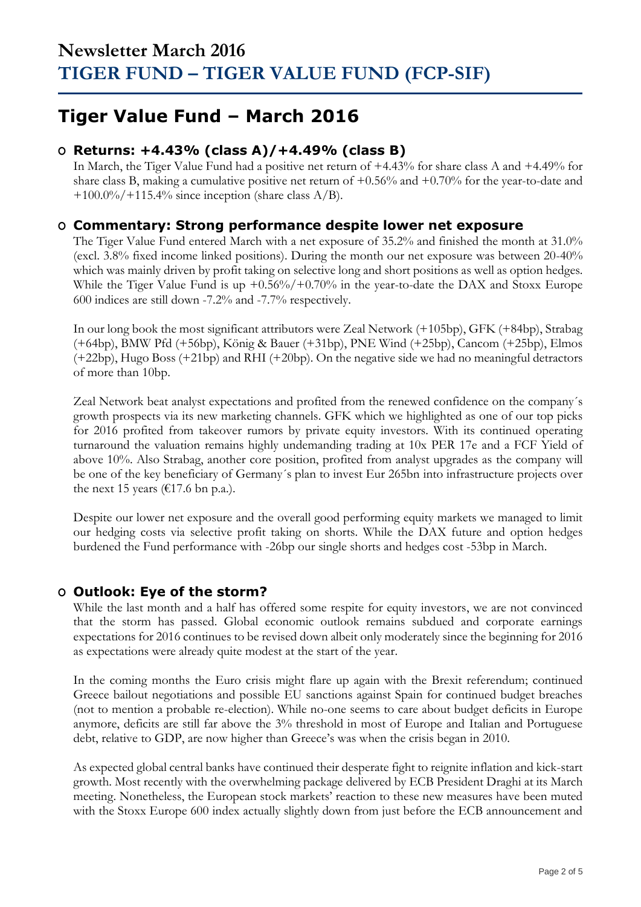# Newsletter March 2016
# TIGER FUND – TIGER VALUE FUND (FCP-SIF)

## Tiger Value Fund – March 2016

### Returns: +4.43% (class A)/+4.49% (class B)

In March, the Tiger Value Fund had a positive net return of +4.43% for share class A and +4.49% for share class B, making a cumulative positive net return of +0.56% and +0.70% for the year-to-date and +100.0%/+115.4% since inception (share class A/B).

### Commentary: Strong performance despite lower net exposure

The Tiger Value Fund entered March with a net exposure of 35.2% and finished the month at 31.0% (excl. 3.8% fixed income linked positions). During the month our net exposure was between 20-40% which was mainly driven by profit taking on selective long and short positions as well as option hedges. While the Tiger Value Fund is up +0.56%/+0.70% in the year-to-date the DAX and Stoxx Europe 600 indices are still down -7.2% and -7.7% respectively.

In our long book the most significant attributors were Zeal Network (+105bp), GFK (+84bp), Strabag (+64bp), BMW Pfd (+56bp), König & Bauer (+31bp), PNE Wind (+25bp), Cancom (+25bp), Elmos (+22bp), Hugo Boss (+21bp) and RHI (+20bp). On the negative side we had no meaningful detractors of more than 10bp.

Zeal Network beat analyst expectations and profited from the renewed confidence on the company´s growth prospects via its new marketing channels. GFK which we highlighted as one of our top picks for 2016 profited from takeover rumors by private equity investors. With its continued operating turnaround the valuation remains highly undemanding trading at 10x PER 17e and a FCF Yield of above 10%. Also Strabag, another core position, profited from analyst upgrades as the company will be one of the key beneficiary of Germany´s plan to invest Eur 265bn into infrastructure projects over the next 15 years (€17.6 bn p.a.).

Despite our lower net exposure and the overall good performing equity markets we managed to limit our hedging costs via selective profit taking on shorts. While the DAX future and option hedges burdened the Fund performance with -26bp our single shorts and hedges cost -53bp in March.

### Outlook: Eye of the storm?

While the last month and a half has offered some respite for equity investors, we are not convinced that the storm has passed. Global economic outlook remains subdued and corporate earnings expectations for 2016 continues to be revised down albeit only moderately since the beginning for 2016 as expectations were already quite modest at the start of the year.

In the coming months the Euro crisis might flare up again with the Brexit referendum; continued Greece bailout negotiations and possible EU sanctions against Spain for continued budget breaches (not to mention a probable re-election). While no-one seems to care about budget deficits in Europe anymore, deficits are still far above the 3% threshold in most of Europe and Italian and Portuguese debt, relative to GDP, are now higher than Greece's was when the crisis began in 2010.

As expected global central banks have continued their desperate fight to reignite inflation and kick-start growth. Most recently with the overwhelming package delivered by ECB President Draghi at its March meeting. Nonetheless, the European stock markets' reaction to these new measures have been muted with the Stoxx Europe 600 index actually slightly down from just before the ECB announcement and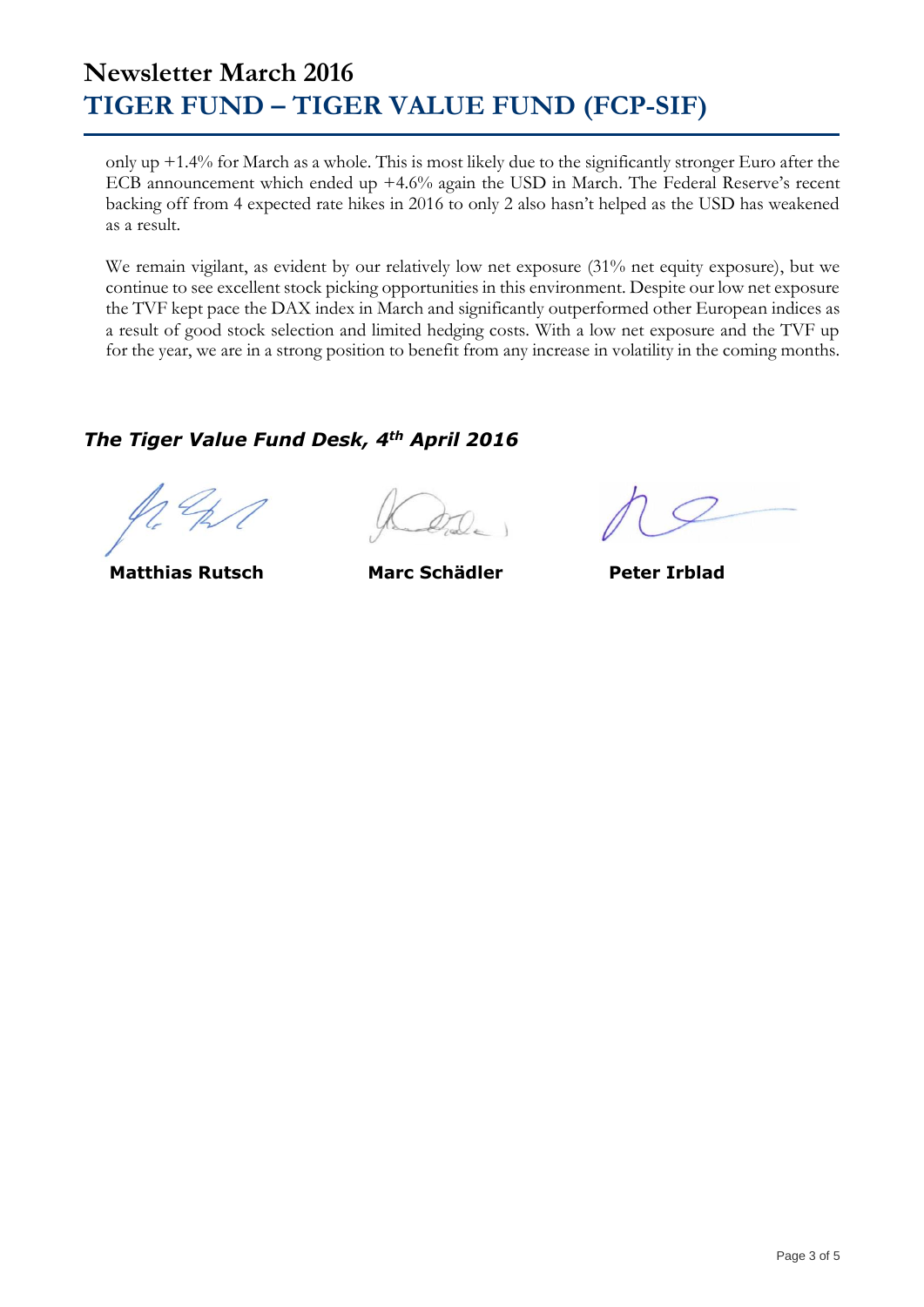only up +1.4% for March as a whole. This is most likely due to the significantly stronger Euro after the ECB announcement which ended up +4.6% again the USD in March. The Federal Reserve's recent backing off from 4 expected rate hikes in 2016 to only 2 also hasn't helped as the USD has weakened as a result.

We remain vigilant, as evident by our relatively low net exposure (31% net equity exposure), but we continue to see excellent stock picking opportunities in this environment. Despite our low net exposure the TVF kept pace the DAX index in March and significantly outperformed other European indices as a result of good stock selection and limited hedging costs. With a low net exposure and the TVF up for the year, we are in a strong position to benefit from any increase in volatility in the coming months.

***The Tiger Value Fund Desk, 4th April 2016***

**Matthias Rutsch** **Marc Schädler** **Peter Irblad**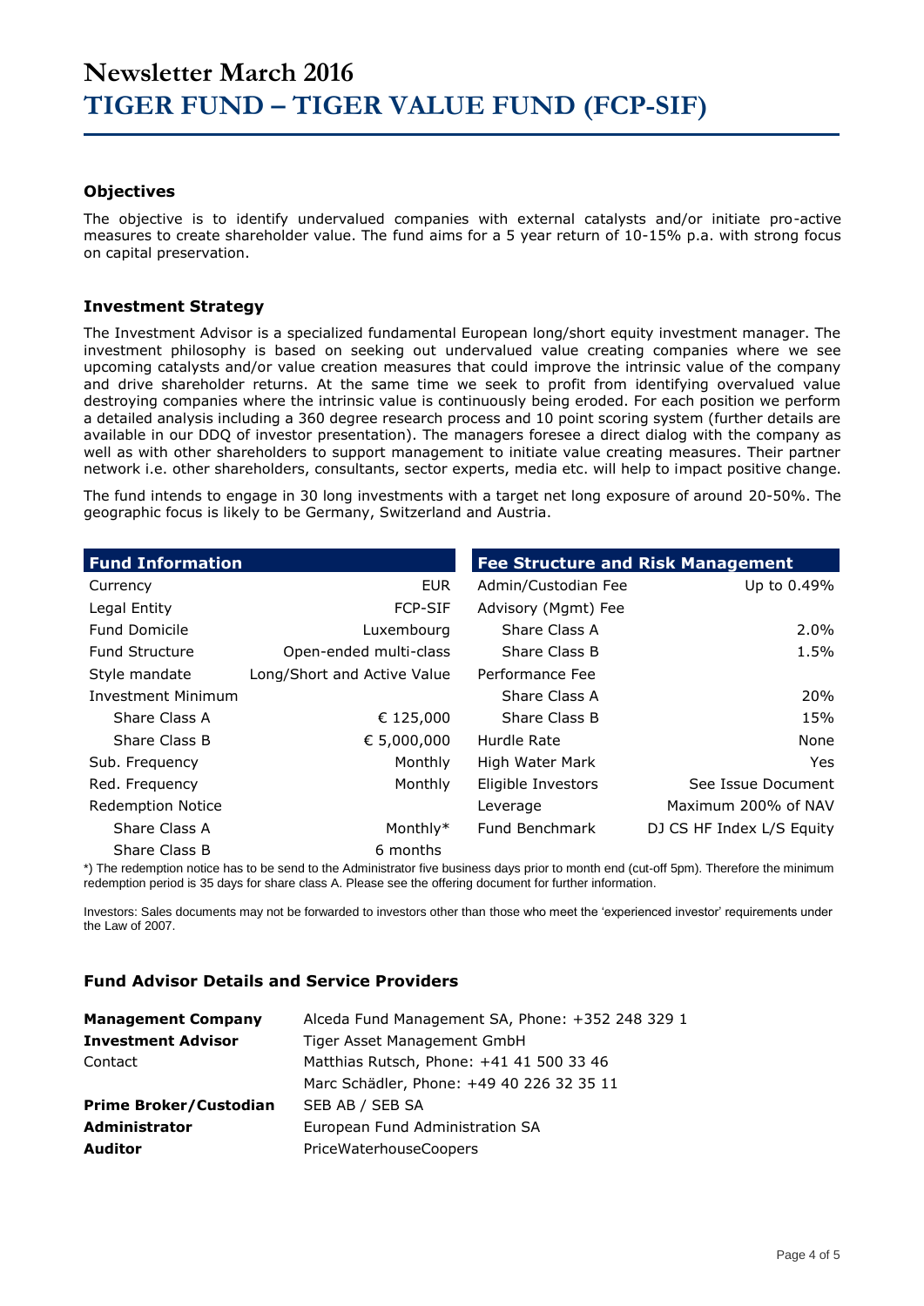# Newsletter March 2016

# TIGER FUND – TIGER VALUE FUND (FCP-SIF)

### Objectives

The objective is to identify undervalued companies with external catalysts and/or initiate pro-active measures to create shareholder value. The fund aims for a 5 year return of 10-15% p.a. with strong focus on capital preservation.

### Investment Strategy

The Investment Advisor is a specialized fundamental European long/short equity investment manager. The investment philosophy is based on seeking out undervalued value creating companies where we see upcoming catalysts and/or value creation measures that could improve the intrinsic value of the company and drive shareholder returns. At the same time we seek to profit from identifying overvalued value destroying companies where the intrinsic value is continuously being eroded. For each position we perform a detailed analysis including a 360 degree research process and 10 point scoring system (further details are available in our DDQ of investor presentation). The managers foresee a direct dialog with the company as well as with other shareholders to support management to initiate value creating measures. Their partner network i.e. other shareholders, consultants, sector experts, media etc. will help to impact positive change.

The fund intends to engage in 30 long investments with a target net long exposure of around 20-50%. The geographic focus is likely to be Germany, Switzerland and Austria.

| Fund Information | |
|---|---|
| Currency | EUR |
| Legal Entity | FCP-SIF |
| Fund Domicile | Luxembourg |
| Fund Structure | Open-ended multi-class |
| Style mandate | Long/Short and Active Value |
| Investment Minimum | |
| Share Class A | € 125,000 |
| Share Class B | € 5,000,000 |
| Sub. Frequency | Monthly |
| Red. Frequency | Monthly |
| Redemption Notice | |
| Share Class A | Monthly* |
| Share Class B | 6 months |

| Fee Structure and Risk Management | |
|---|---|
| Admin/Custodian Fee | Up to 0.49% |
| Advisory (Mgmt) Fee | |
| Share Class A | 2.0% |
| Share Class B | 1.5% |
| Performance Fee | |
| Share Class A | 20% |
| Share Class B | 15% |
| Hurdle Rate | None |
| High Water Mark | Yes |
| Eligible Investors | See Issue Document |
| Leverage | Maximum 200% of NAV |
| Fund Benchmark | DJ CS HF Index L/S Equity |

*) The redemption notice has to be send to the Administrator five business days prior to month end (cut-off 5pm). Therefore the minimum redemption period is 35 days for share class A. Please see the offering document for further information.

Investors: Sales documents may not be forwarded to investors other than those who meet the 'experienced investor' requirements under the Law of 2007.

### Fund Advisor Details and Service Providers

| | |
|---|---|
| **Management Company** | Alceda Fund Management SA, Phone: +352 248 329 1 |
| **Investment Advisor** | Tiger Asset Management GmbH |
| Contact | Matthias Rutsch, Phone: +41 41 500 33 46 |
| | Marc Schädler, Phone: +49 40 226 32 35 11 |
| **Prime Broker/Custodian** | SEB AB / SEB SA |
| **Administrator** | European Fund Administration SA |
| **Auditor** | PriceWaterhouseCoopers |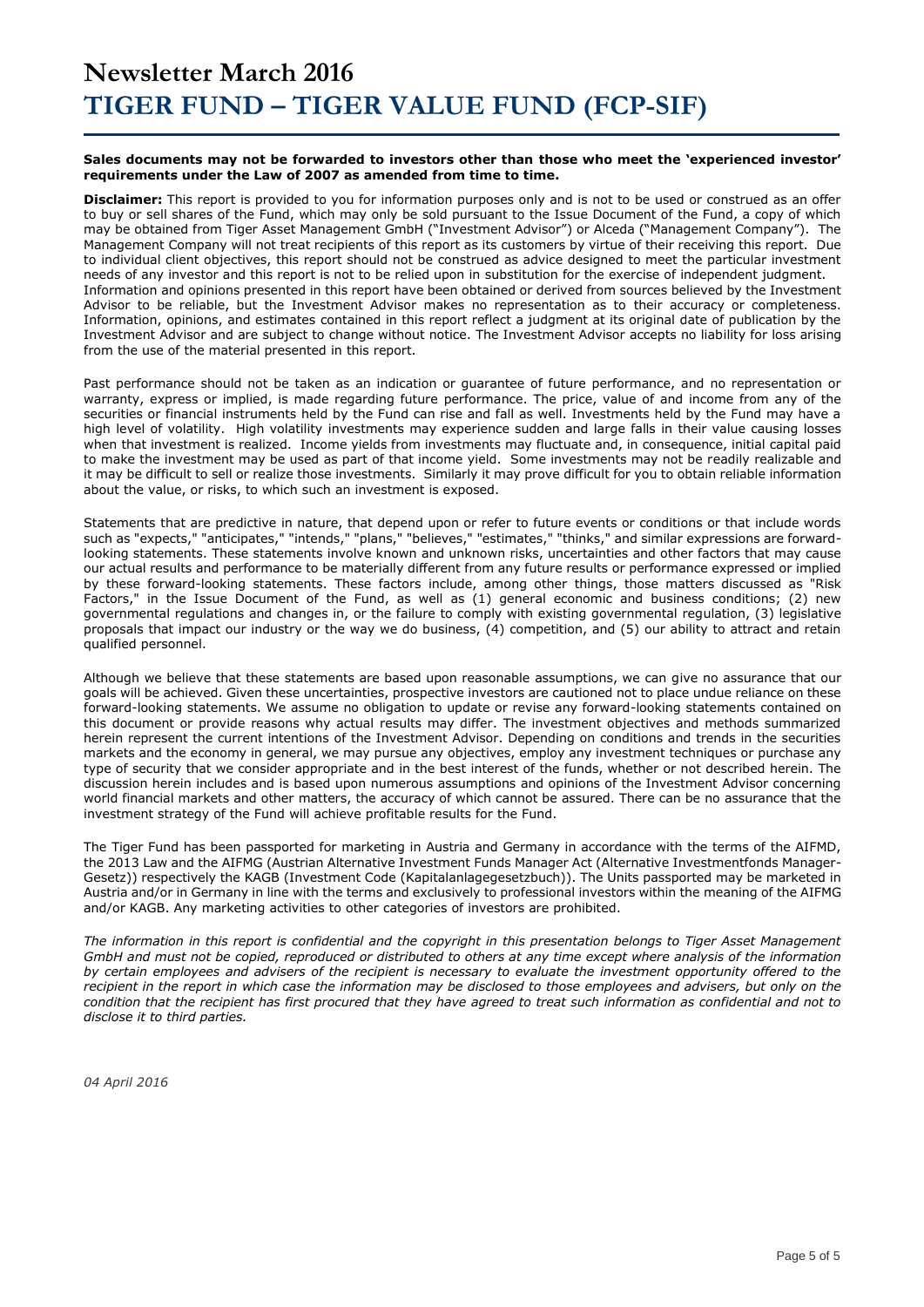# Newsletter March 2016

# TIGER FUND – TIGER VALUE FUND (FCP-SIF)

**Sales documents may not be forwarded to investors other than those who meet the 'experienced investor' requirements under the Law of 2007 as amended from time to time.**

**Disclaimer:** This report is provided to you for information purposes only and is not to be used or construed as an offer to buy or sell shares of the Fund, which may only be sold pursuant to the Issue Document of the Fund, a copy of which may be obtained from Tiger Asset Management GmbH ("Investment Advisor") or Alceda ("Management Company"). The Management Company will not treat recipients of this report as its customers by virtue of their receiving this report. Due to individual client objectives, this report should not be construed as advice designed to meet the particular investment needs of any investor and this report is not to be relied upon in substitution for the exercise of independent judgment. Information and opinions presented in this report have been obtained or derived from sources believed by the Investment Advisor to be reliable, but the Investment Advisor makes no representation as to their accuracy or completeness. Information, opinions, and estimates contained in this report reflect a judgment at its original date of publication by the Investment Advisor and are subject to change without notice. The Investment Advisor accepts no liability for loss arising from the use of the material presented in this report.

Past performance should not be taken as an indication or guarantee of future performance, and no representation or warranty, express or implied, is made regarding future performance. The price, value of and income from any of the securities or financial instruments held by the Fund can rise and fall as well. Investments held by the Fund may have a high level of volatility. High volatility investments may experience sudden and large falls in their value causing losses when that investment is realized. Income yields from investments may fluctuate and, in consequence, initial capital paid to make the investment may be used as part of that income yield. Some investments may not be readily realizable and it may be difficult to sell or realize those investments. Similarly it may prove difficult for you to obtain reliable information about the value, or risks, to which such an investment is exposed.

Statements that are predictive in nature, that depend upon or refer to future events or conditions or that include words such as "expects," "anticipates," "intends," "plans," "believes," "estimates," "thinks," and similar expressions are forward-looking statements. These statements involve known and unknown risks, uncertainties and other factors that may cause our actual results and performance to be materially different from any future results or performance expressed or implied by these forward-looking statements. These factors include, among other things, those matters discussed as "Risk Factors," in the Issue Document of the Fund, as well as (1) general economic and business conditions; (2) new governmental regulations and changes in, or the failure to comply with existing governmental regulation, (3) legislative proposals that impact our industry or the way we do business, (4) competition, and (5) our ability to attract and retain qualified personnel.

Although we believe that these statements are based upon reasonable assumptions, we can give no assurance that our goals will be achieved. Given these uncertainties, prospective investors are cautioned not to place undue reliance on these forward-looking statements. We assume no obligation to update or revise any forward-looking statements contained on this document or provide reasons why actual results may differ. The investment objectives and methods summarized herein represent the current intentions of the Investment Advisor. Depending on conditions and trends in the securities markets and the economy in general, we may pursue any objectives, employ any investment techniques or purchase any type of security that we consider appropriate and in the best interest of the funds, whether or not described herein. The discussion herein includes and is based upon numerous assumptions and opinions of the Investment Advisor concerning world financial markets and other matters, the accuracy of which cannot be assured. There can be no assurance that the investment strategy of the Fund will achieve profitable results for the Fund.

The Tiger Fund has been passported for marketing in Austria and Germany in accordance with the terms of the AIFMD, the 2013 Law and the AIFMG (Austrian Alternative Investment Funds Manager Act (Alternative Investmentfonds Manager-Gesetz)) respectively the KAGB (Investment Code (Kapitalanlagegesetzbuch)). The Units passported may be marketed in Austria and/or in Germany in line with the terms and exclusively to professional investors within the meaning of the AIFMG and/or KAGB. Any marketing activities to other categories of investors are prohibited.

*The information in this report is confidential and the copyright in this presentation belongs to Tiger Asset Management GmbH and must not be copied, reproduced or distributed to others at any time except where analysis of the information by certain employees and advisers of the recipient is necessary to evaluate the investment opportunity offered to the recipient in the report in which case the information may be disclosed to those employees and advisers, but only on the condition that the recipient has first procured that they have agreed to treat such information as confidential and not to disclose it to third parties.*

*04 April 2016*